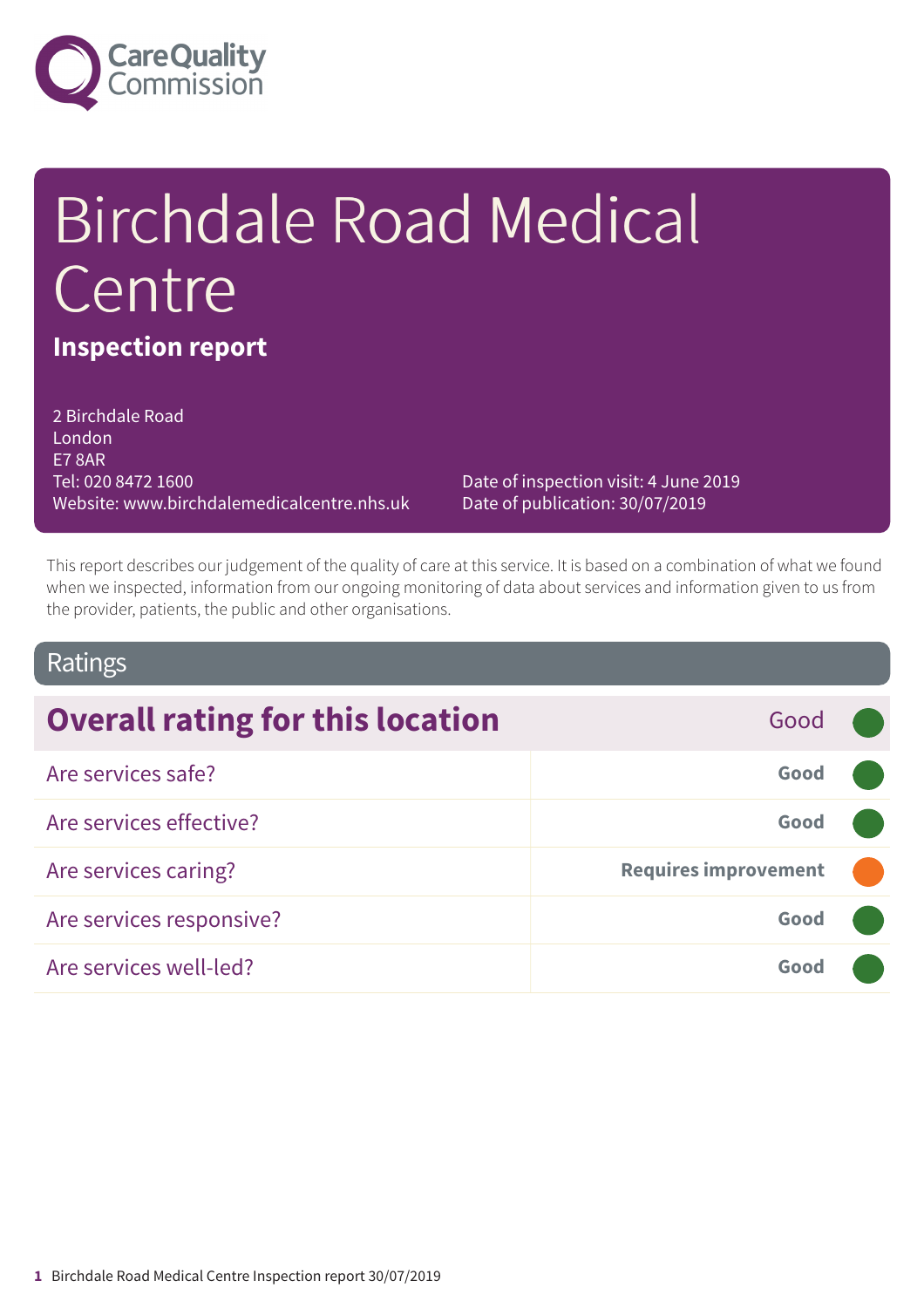# Birchdale Road Medical Centre

## Inspection report

2 Birchdale Road
London
E7 8AR
Tel: 020 8472 1600
Website: www.birchdalemedicalcentre.nhs.uk

Date of inspection visit: 4 June 2019
Date of publication: 30/07/2019

This report describes our judgement of the quality of care at this service. It is based on a combination of what we found when we inspected, information from our ongoing monitoring of data about services and information given to us from the provider, patients, the public and other organisations.

## Ratings

| Overall rating for this location | Good |
|---|---|
| Are services safe? | **Good** |
| Are services effective? | **Good** |
| Are services caring? | **Requires improvement** |
| Are services responsive? | **Good** |
| Are services well-led? | **Good** |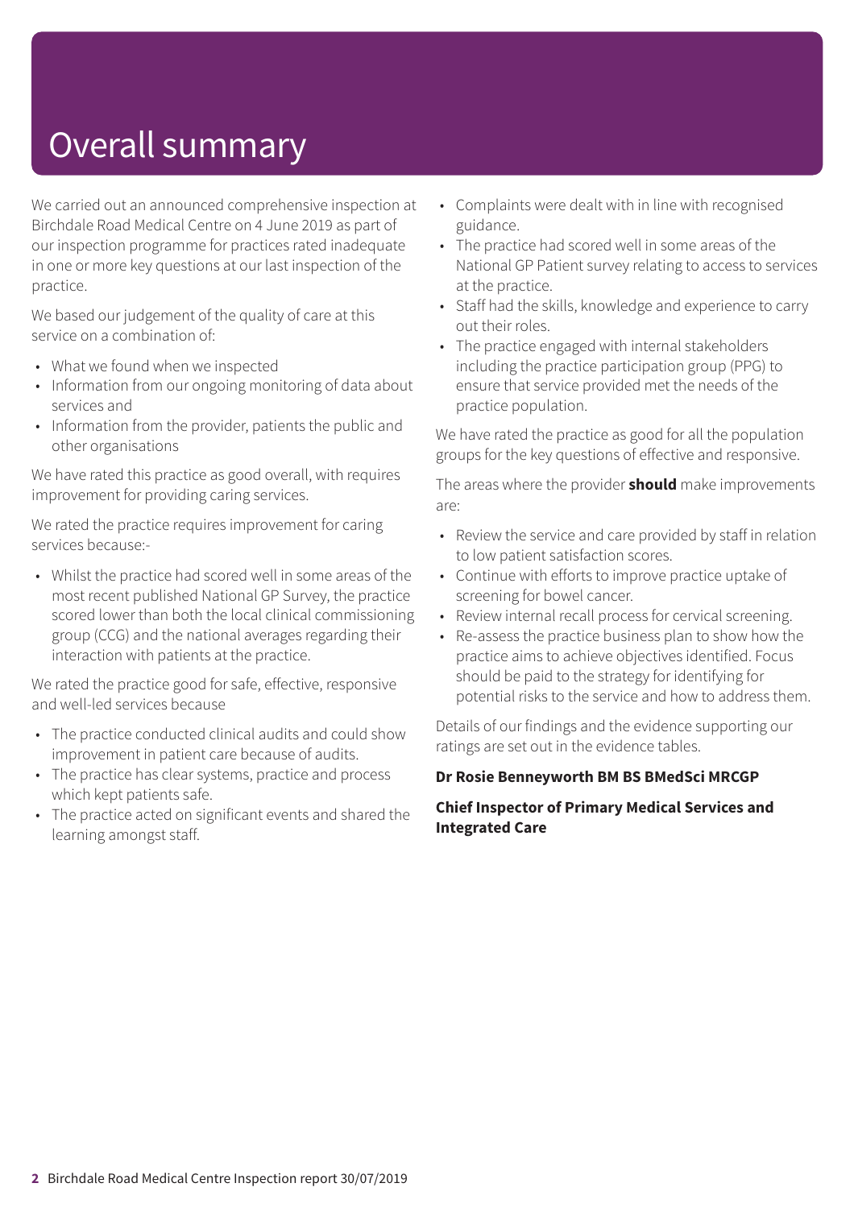# Overall summary

We carried out an announced comprehensive inspection at Birchdale Road Medical Centre on 4 June 2019 as part of our inspection programme for practices rated inadequate in one or more key questions at our last inspection of the practice.

We based our judgement of the quality of care at this service on a combination of:

- What we found when we inspected
- Information from our ongoing monitoring of data about services and
- Information from the provider, patients the public and other organisations

We have rated this practice as good overall, with requires improvement for providing caring services.

We rated the practice requires improvement for caring services because:-

- Whilst the practice had scored well in some areas of the most recent published National GP Survey, the practice scored lower than both the local clinical commissioning group (CCG) and the national averages regarding their interaction with patients at the practice.

We rated the practice good for safe, effective, responsive and well-led services because

- The practice conducted clinical audits and could show improvement in patient care because of audits.
- The practice has clear systems, practice and process which kept patients safe.
- The practice acted on significant events and shared the learning amongst staff.
- Complaints were dealt with in line with recognised guidance.
- The practice had scored well in some areas of the National GP Patient survey relating to access to services at the practice.
- Staff had the skills, knowledge and experience to carry out their roles.
- The practice engaged with internal stakeholders including the practice participation group (PPG) to ensure that service provided met the needs of the practice population.

We have rated the practice as good for all the population groups for the key questions of effective and responsive.

The areas where the provider **should** make improvements are:

- Review the service and care provided by staff in relation to low patient satisfaction scores.
- Continue with efforts to improve practice uptake of screening for bowel cancer.
- Review internal recall process for cervical screening.
- Re-assess the practice business plan to show how the practice aims to achieve objectives identified. Focus should be paid to the strategy for identifying for potential risks to the service and how to address them.

Details of our findings and the evidence supporting our ratings are set out in the evidence tables.

**Dr Rosie Benneyworth BM BS BMedSci MRCGP**

**Chief Inspector of Primary Medical Services and Integrated Care**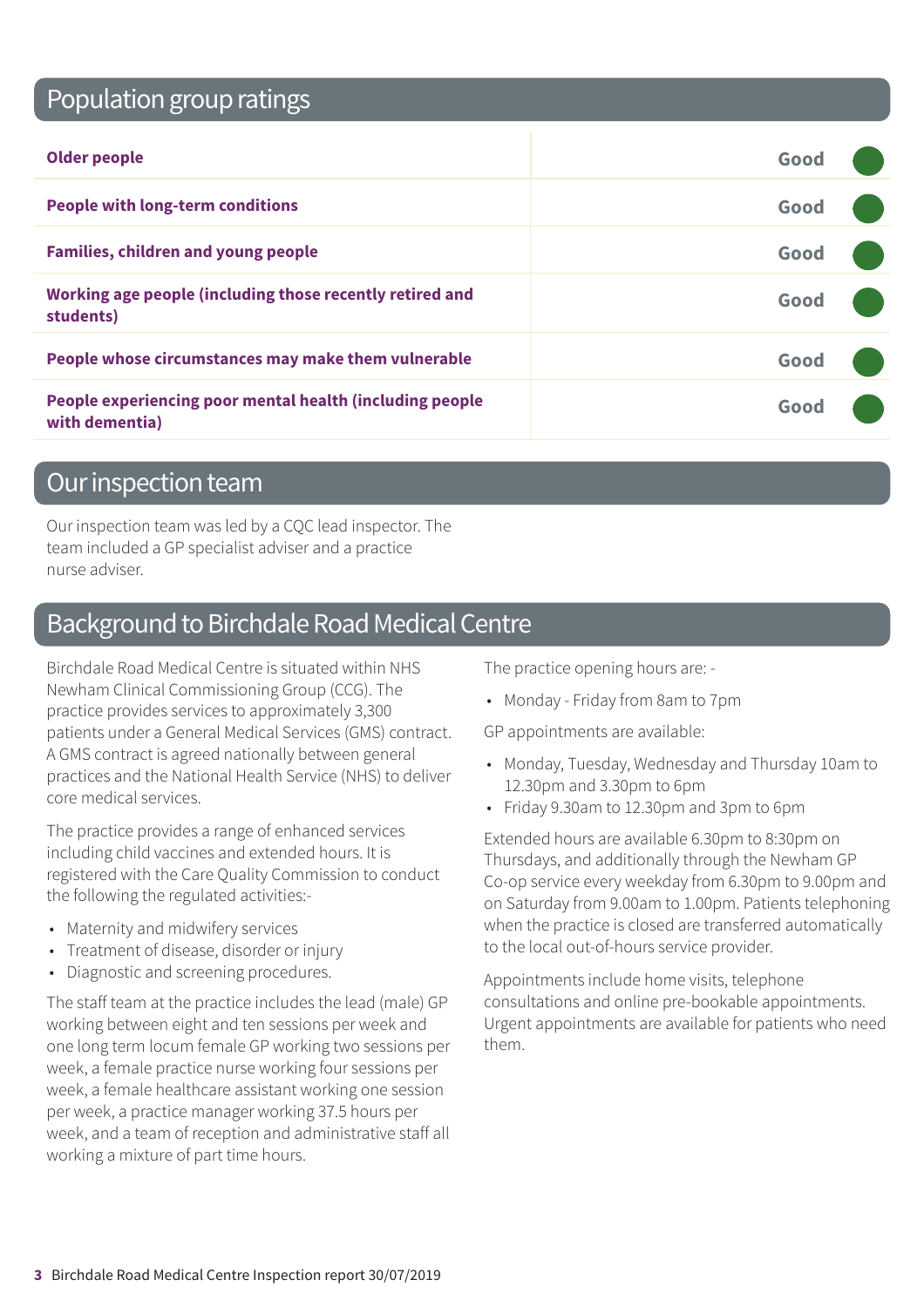## Population group ratings

| | |
|---|---|
| **Older people** | Good |
| **People with long-term conditions** | Good |
| **Families, children and young people** | Good |
| **Working age people (including those recently retired and students)** | Good |
| **People whose circumstances may make them vulnerable** | Good |
| **People experiencing poor mental health (including people with dementia)** | Good |

## Our inspection team

Our inspection team was led by a CQC lead inspector. The team included a GP specialist adviser and a practice nurse adviser.

## Background to Birchdale Road Medical Centre

Birchdale Road Medical Centre is situated within NHS Newham Clinical Commissioning Group (CCG). The practice provides services to approximately 3,300 patients under a General Medical Services (GMS) contract. A GMS contract is agreed nationally between general practices and the National Health Service (NHS) to deliver core medical services.

The practice provides a range of enhanced services including child vaccines and extended hours. It is registered with the Care Quality Commission to conduct the following the regulated activities:-

- Maternity and midwifery services
- Treatment of disease, disorder or injury
- Diagnostic and screening procedures.

The staff team at the practice includes the lead (male) GP working between eight and ten sessions per week and one long term locum female GP working two sessions per week, a female practice nurse working four sessions per week, a female healthcare assistant working one session per week, a practice manager working 37.5 hours per week, and a team of reception and administrative staff all working a mixture of part time hours.

The practice opening hours are: -

- Monday - Friday from 8am to 7pm

GP appointments are available:

- Monday, Tuesday, Wednesday and Thursday 10am to 12.30pm and 3.30pm to 6pm
- Friday 9.30am to 12.30pm and 3pm to 6pm

Extended hours are available 6.30pm to 8:30pm on Thursdays, and additionally through the Newham GP Co-op service every weekday from 6.30pm to 9.00pm and on Saturday from 9.00am to 1.00pm. Patients telephoning when the practice is closed are transferred automatically to the local out-of-hours service provider.

Appointments include home visits, telephone consultations and online pre-bookable appointments. Urgent appointments are available for patients who need them.